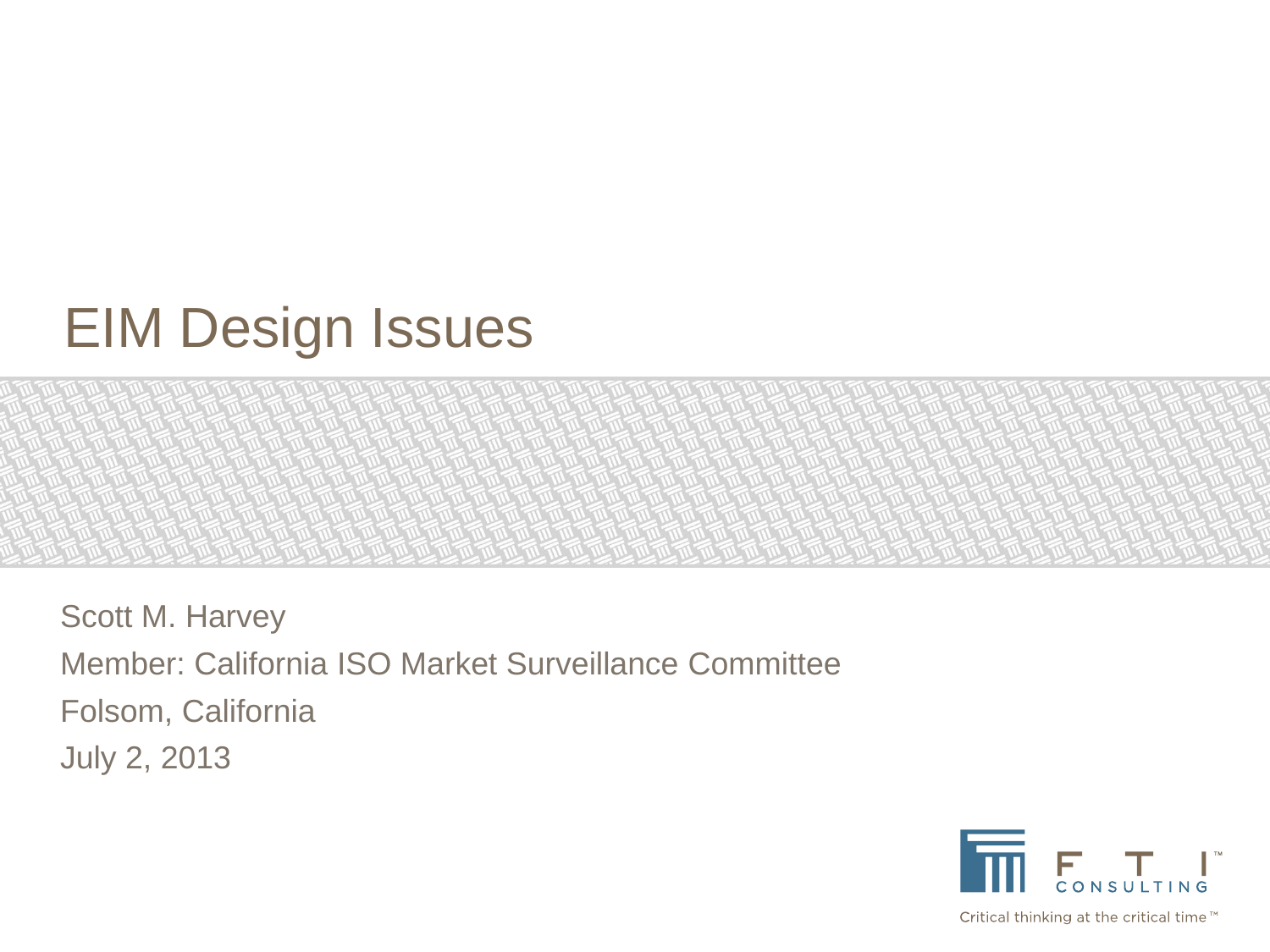# EIM Design Issues

Scott M. Harvey

Member: California ISO Market Surveillance Committee

Folsom, California

July 2, 2013

FTI CONSULTING

Critical thinking at the critical time™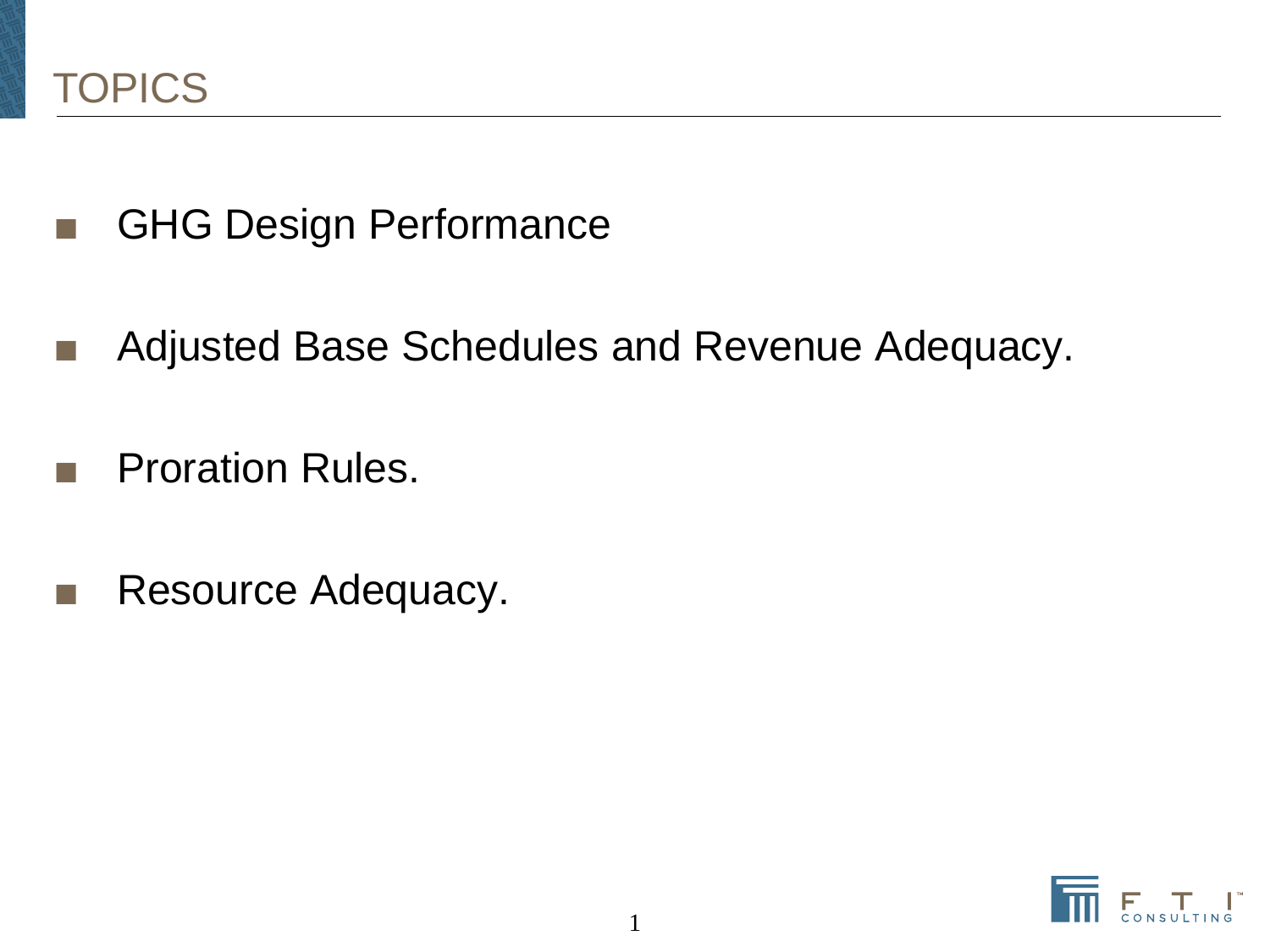# TOPICS

- GHG Design Performance
- Adjusted Base Schedules and Revenue Adequacy.
- Proration Rules.
- Resource Adequacy.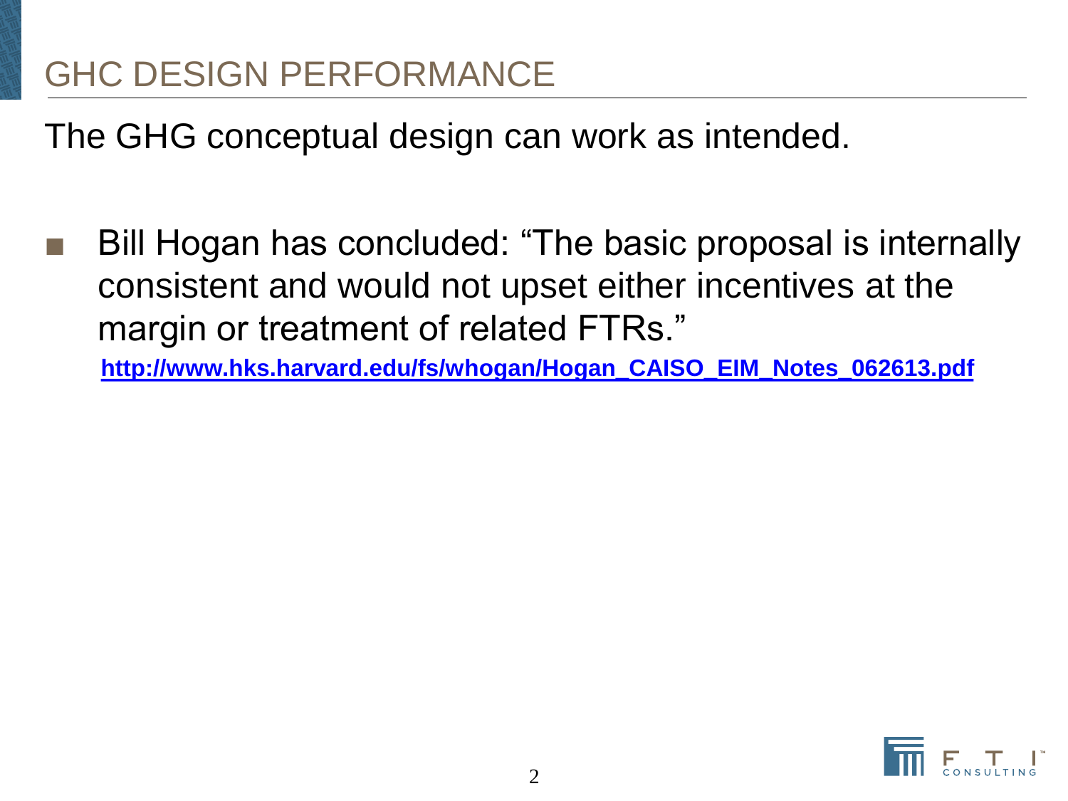# GHC DESIGN PERFORMANCE

The GHG conceptual design can work as intended.

- Bill Hogan has concluded: "The basic proposal is internally consistent and would not upset either incentives at the margin or treatment of related FTRs."

  **http://www.hks.harvard.edu/fs/whogan/Hogan_CAISO_EIM_Notes_062613.pdf**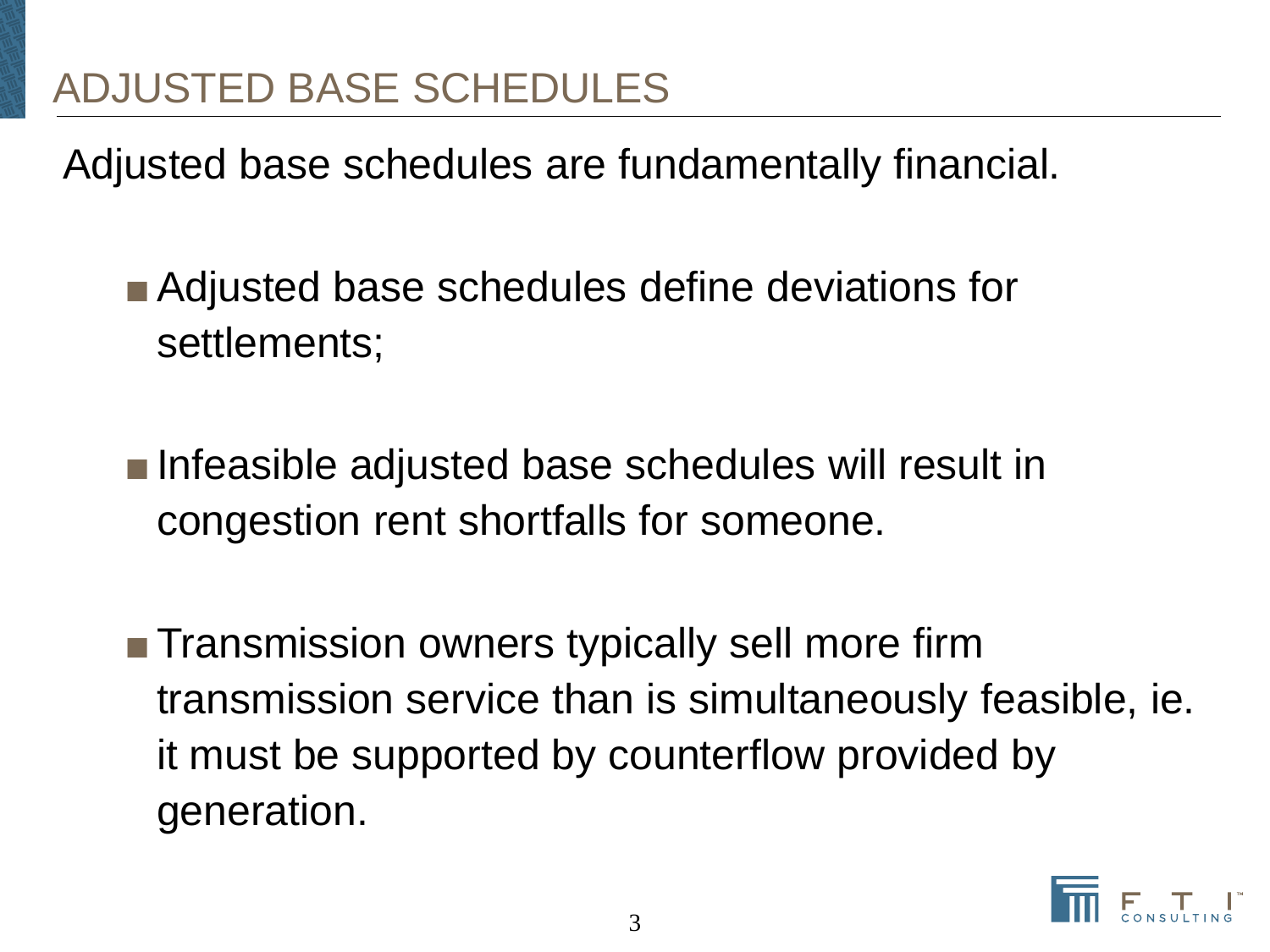# ADJUSTED BASE SCHEDULES

Adjusted base schedules are fundamentally financial.

- Adjusted base schedules define deviations for settlements;
- Infeasible adjusted base schedules will result in congestion rent shortfalls for someone.
- Transmission owners typically sell more firm transmission service than is simultaneously feasible, ie. it must be supported by counterflow provided by generation.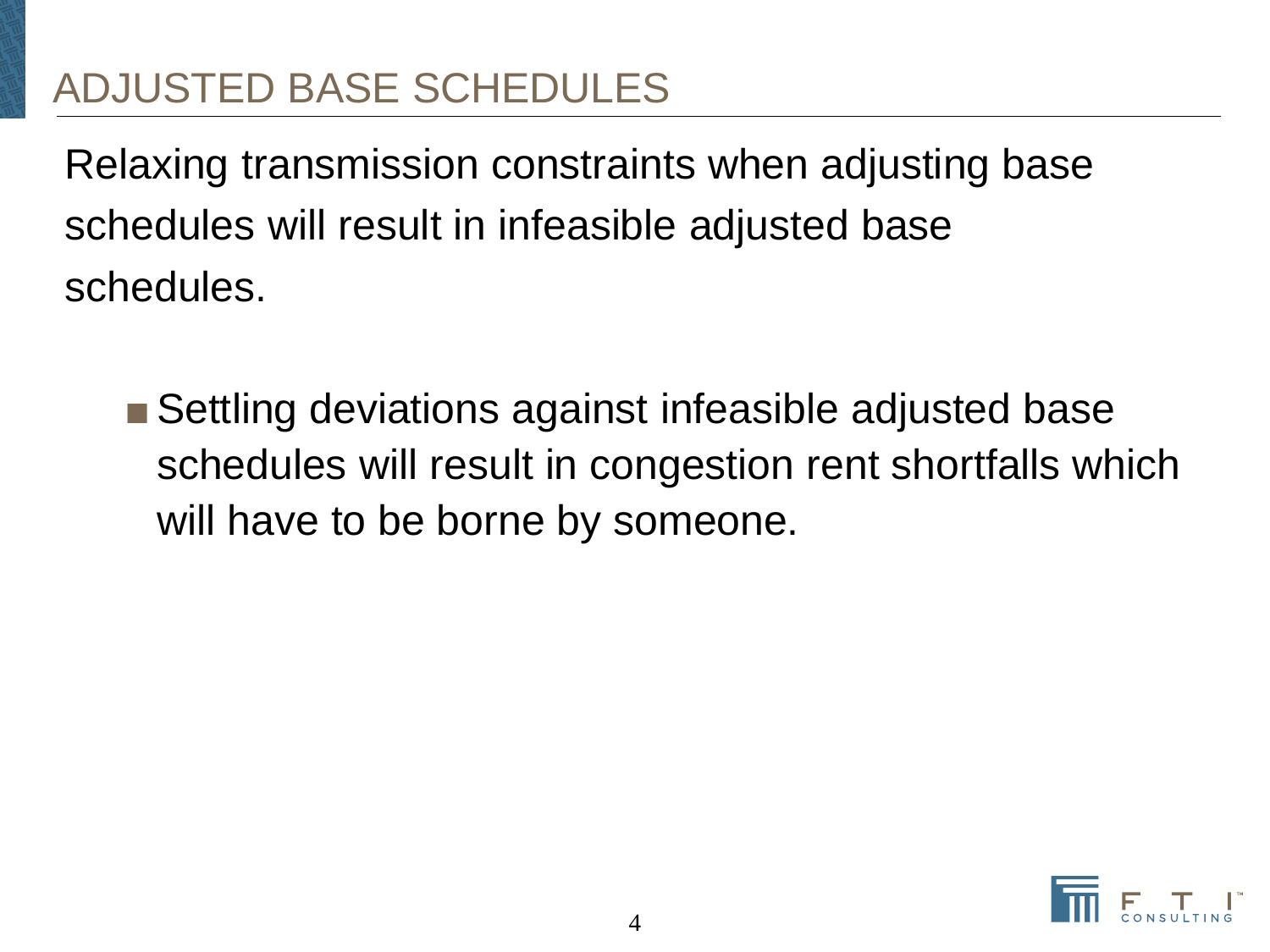# ADJUSTED BASE SCHEDULES

Relaxing transmission constraints when adjusting base schedules will result in infeasible adjusted base schedules.

- Settling deviations against infeasible adjusted base schedules will result in congestion rent shortfalls which will have to be borne by someone.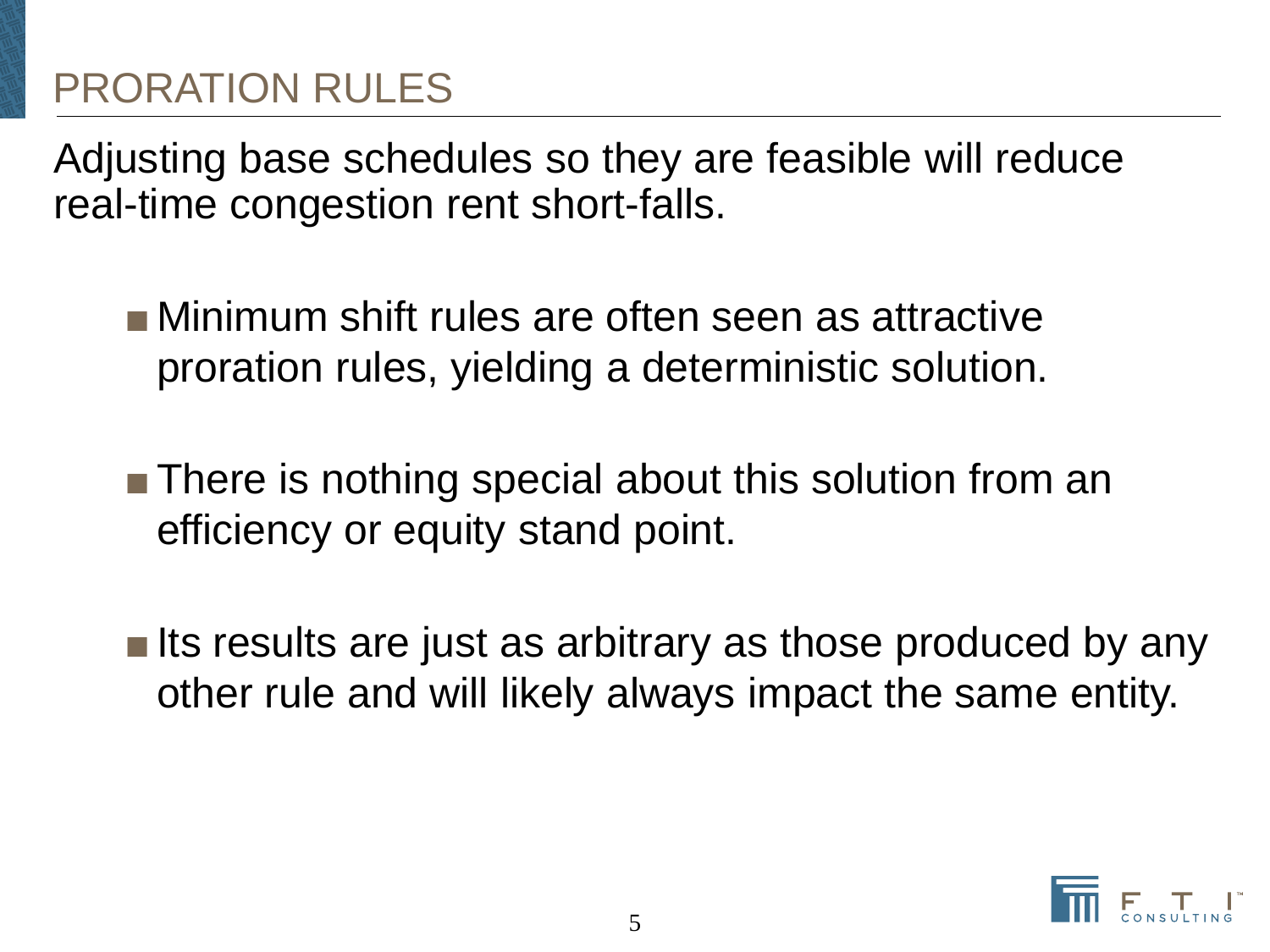# PRORATION RULES

Adjusting base schedules so they are feasible will reduce real-time congestion rent short-falls.

- Minimum shift rules are often seen as attractive proration rules, yielding a deterministic solution.
- There is nothing special about this solution from an efficiency or equity stand point.
- Its results are just as arbitrary as those produced by any other rule and will likely always impact the same entity.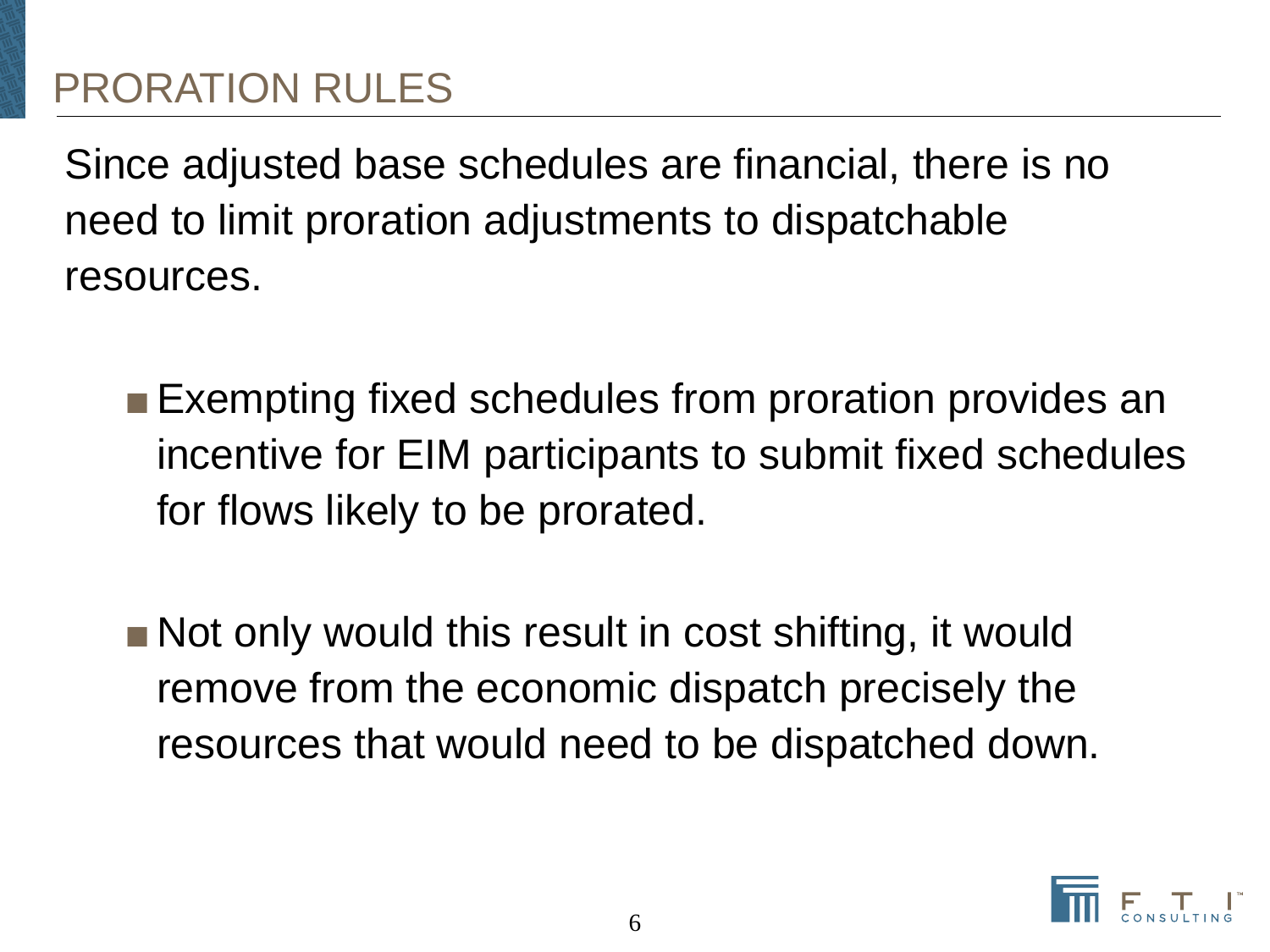# PRORATION RULES

Since adjusted base schedules are financial, there is no need to limit proration adjustments to dispatchable resources.

- Exempting fixed schedules from proration provides an incentive for EIM participants to submit fixed schedules for flows likely to be prorated.
- Not only would this result in cost shifting, it would remove from the economic dispatch precisely the resources that would need to be dispatched down.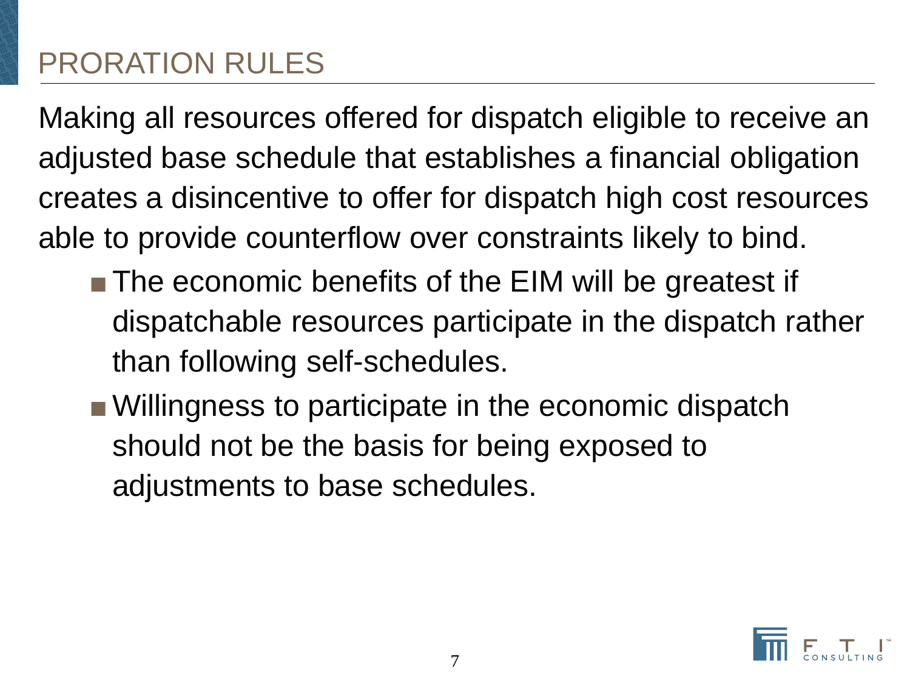# PRORATION RULES

Making all resources offered for dispatch eligible to receive an adjusted base schedule that establishes a financial obligation creates a disincentive to offer for dispatch high cost resources able to provide counterflow over constraints likely to bind.

- The economic benefits of the EIM will be greatest if dispatchable resources participate in the dispatch rather than following self-schedules.
- Willingness to participate in the economic dispatch should not be the basis for being exposed to adjustments to base schedules.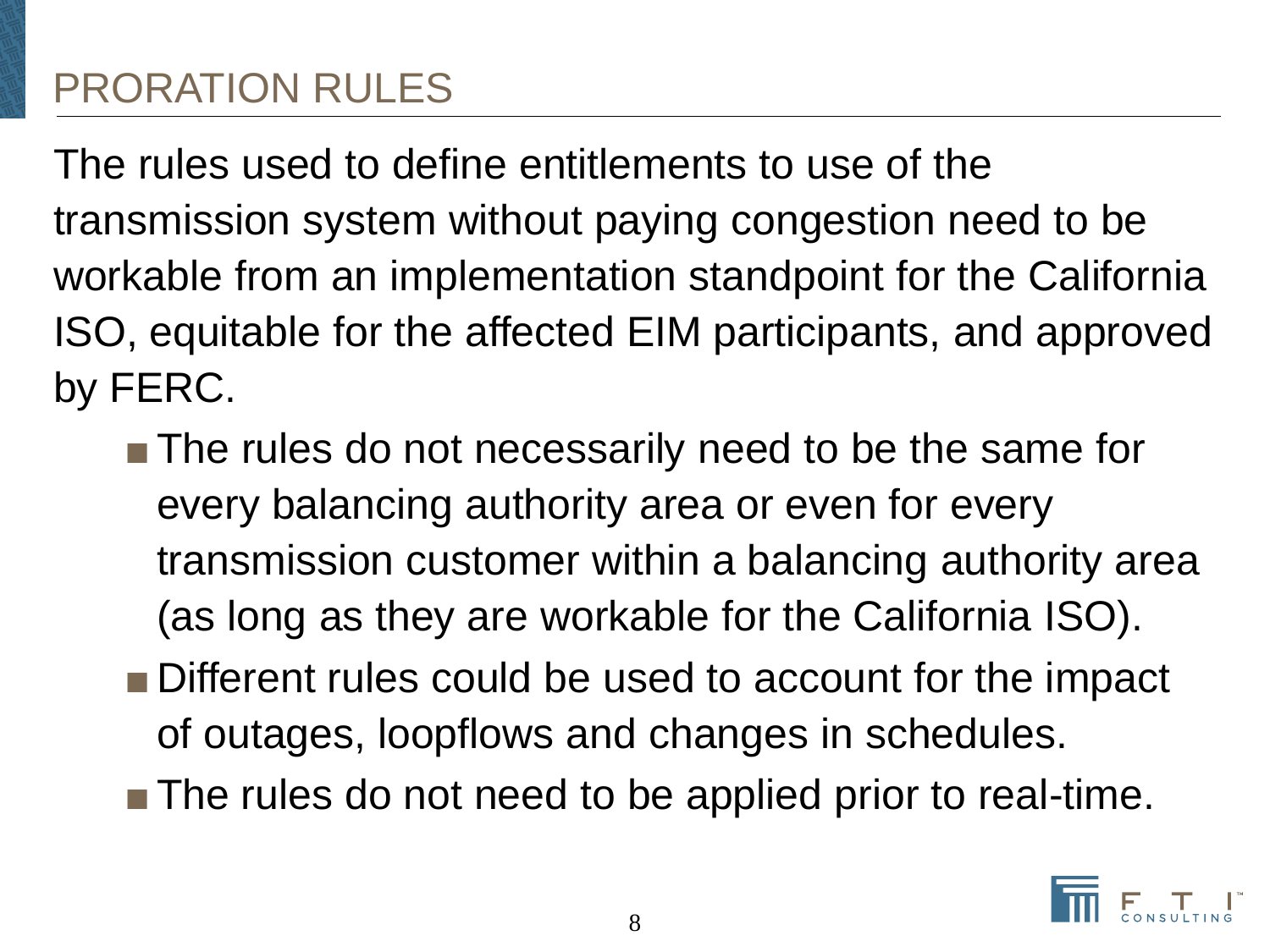# PRORATION RULES

The rules used to define entitlements to use of the transmission system without paying congestion need to be workable from an implementation standpoint for the California ISO, equitable for the affected EIM participants, and approved by FERC.

- The rules do not necessarily need to be the same for every balancing authority area or even for every transmission customer within a balancing authority area (as long as they are workable for the California ISO).
- Different rules could be used to account for the impact of outages, loopflows and changes in schedules.
- The rules do not need to be applied prior to real-time.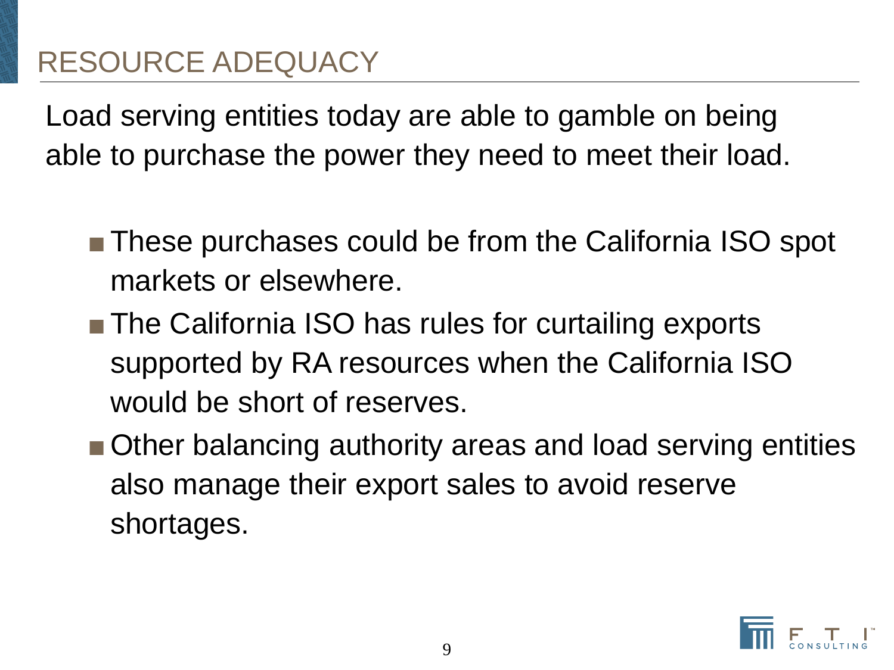# RESOURCE ADEQUACY

Load serving entities today are able to gamble on being able to purchase the power they need to meet their load.

- These purchases could be from the California ISO spot markets or elsewhere.
- The California ISO has rules for curtailing exports supported by RA resources when the California ISO would be short of reserves.
- Other balancing authority areas and load serving entities also manage their export sales to avoid reserve shortages.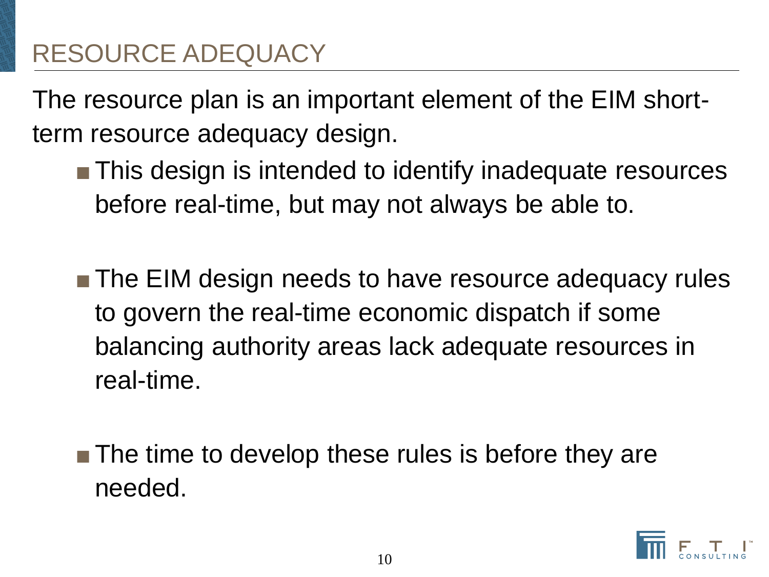# RESOURCE ADEQUACY

The resource plan is an important element of the EIM short-term resource adequacy design.

- This design is intended to identify inadequate resources before real-time, but may not always be able to.
- The EIM design needs to have resource adequacy rules to govern the real-time economic dispatch if some balancing authority areas lack adequate resources in real-time.
- The time to develop these rules is before they are needed.